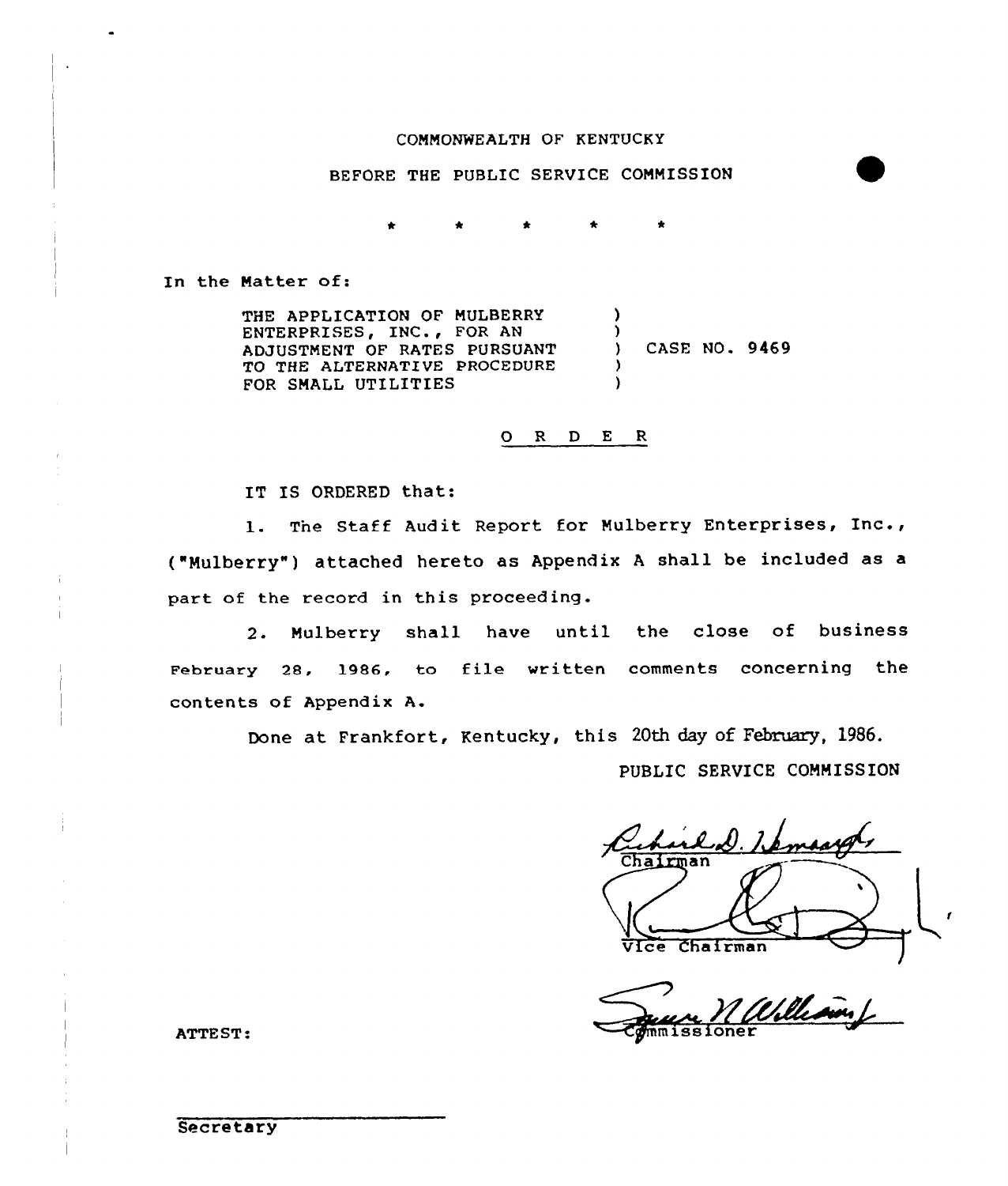COMMONWEALTH OF KENTUCKY

BEFORE THE PUBLIC SERVICE COMMISSION

\* \* \* \* \*

In the Matter of:

THE APPLICATION OF MULBERRY ENTERPRISES, INC., FOR AN ADJUSTMENT OF RATES PURSUANT TO THE ALTERNATIVE PROCEDURE FOR SMALL UTILITIES ) CASE NO. 9469

## O R D E R

IT IS ORDERED that:

1. The Staff Audit Report for Mulberry Enterprises, Inc., ("Mulberry") attached hereto as Appendix A shall be included as a part of the record in this proceeding.

2. Mulberry shall have until the close of business February 28, 1986, to file written comments concerning the contents of Appendix A.

Done at Frankfort, Kentucky, this 20th day of February, 1986.

PUBLIC SERVICE COMMISSION

Chairman

Vice Chairman

Commissioner

ATTEST:

Secretary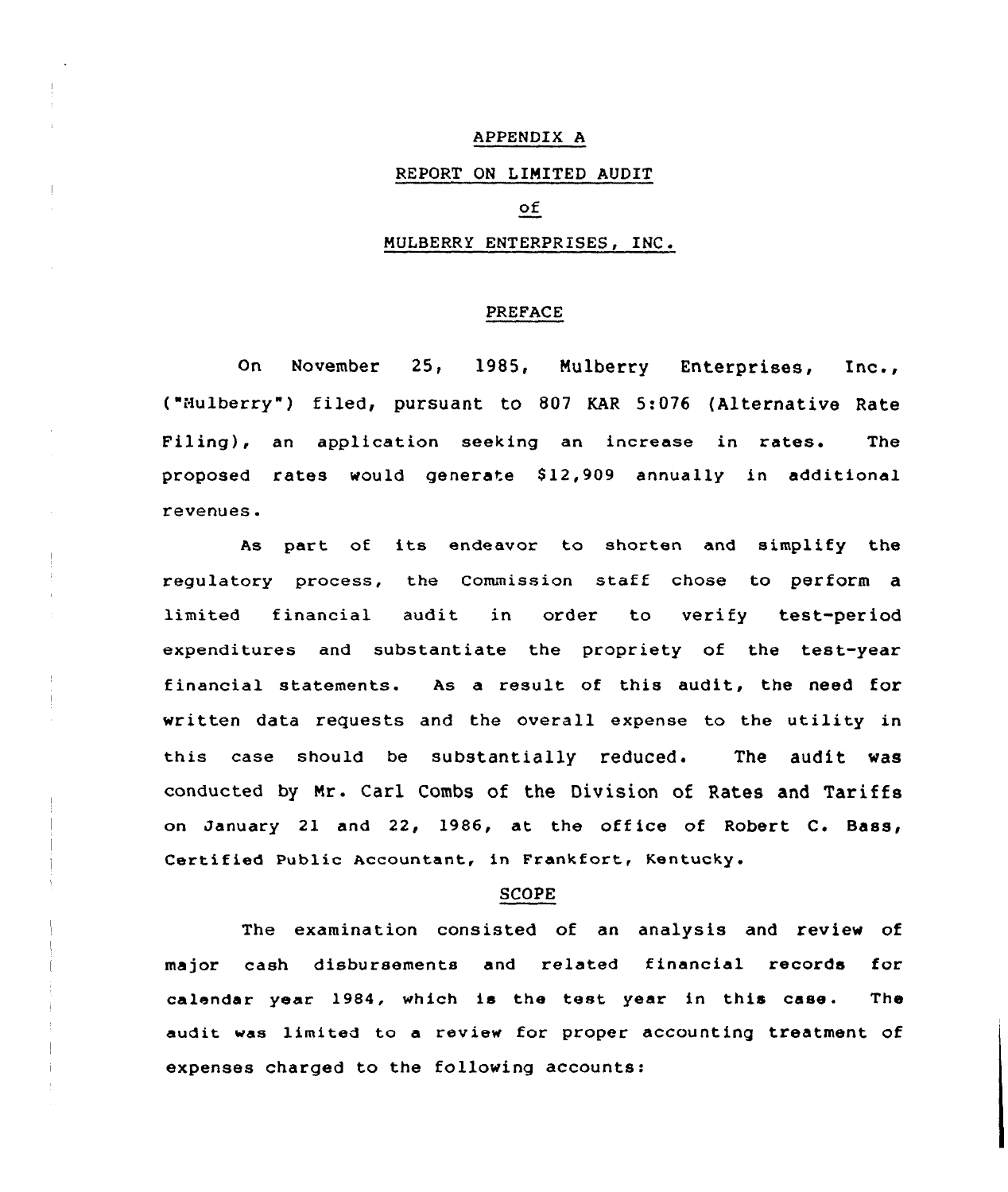# APPENDIX A

## REPORT ON LIMITED AUDIT

## of

## MULBERRY ENTERPRISES, INC.

### PREFACE

On November 25, 1985, Mulberry Enterprises, Inc., ("Mulberry") filed, pursuant to 807 KAR 5:076 (Alternative Rate Filing), an application seeking an increase in rates. The proposed rates would generate $12,909 annually in additional revenues.

As part of its endeavor to shorten and simplify the regulatory process, the Commission staff chose to perform a limited financial audit in order to verify test-period expenditures and substantiate the propriety of the test-year financial statements. As a result of this audit, the need for written data requests and the overall expense to the utility in this case should be substantially reduced. The audit was conducted by Mr. Carl Combs of the Division of Rates and Tariffs on January 21 and 22, 1986, at the office of Robert C. Bass, Certified Public Accountant, in Frankfort, Kentucky.

### SCOPE

The examination consisted of an analysis and review of major cash disbursements and related financial records for calendar year 1984, which is the test year in this case. The audit was limited to a review for proper accounting treatment of expenses charged to the following accounts: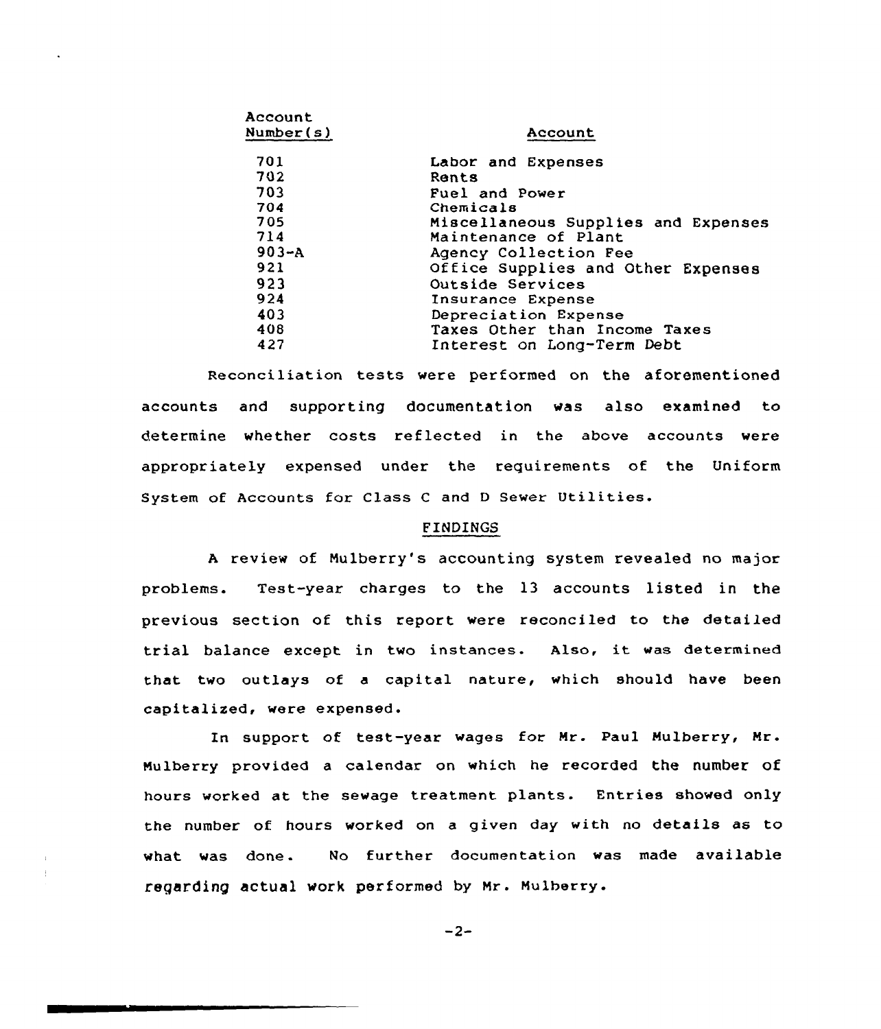| Account Number(s) | Account |
|---|---|
| 701 | Labor and Expenses |
| 702 | Rents |
| 703 | Fuel and Power |
| 704 | Chemicals |
| 705 | Miscellaneous Supplies and Expenses |
| 714 | Maintenance of Plant |
| 903-A | Agency Collection Fee |
| 921 | Office Supplies and Other Expenses |
| 923 | Outside Services |
| 924 | Insurance Expense |
| 403 | Depreciation Expense |
| 408 | Taxes Other than Income Taxes |
| 427 | Interest on Long-Term Debt |

Reconciliation tests were performed on the aforementioned accounts and supporting documentation was also examined to determine whether costs reflected in the above accounts were appropriately expensed under the requirements of the Uniform System of Accounts for Class C and D Sewer Utilities.

## FINDINGS

A review of Mulberry's accounting system revealed no major problems. Test-year charges to the 13 accounts listed in the previous section of this report were reconciled to the detailed trial balance except in two instances. Also, it was determined that two outlays of a capital nature, which should have been capitalized, were expensed.

In support of test-year wages for Mr. Paul Mulberry, Mr. Mulberry provided a calendar on which he recorded the number of hours worked at the sewage treatment plants. Entries showed only the number of hours worked on a given day with no details as to what was done. No further documentation was made available regarding actual work performed by Mr. Mulberry.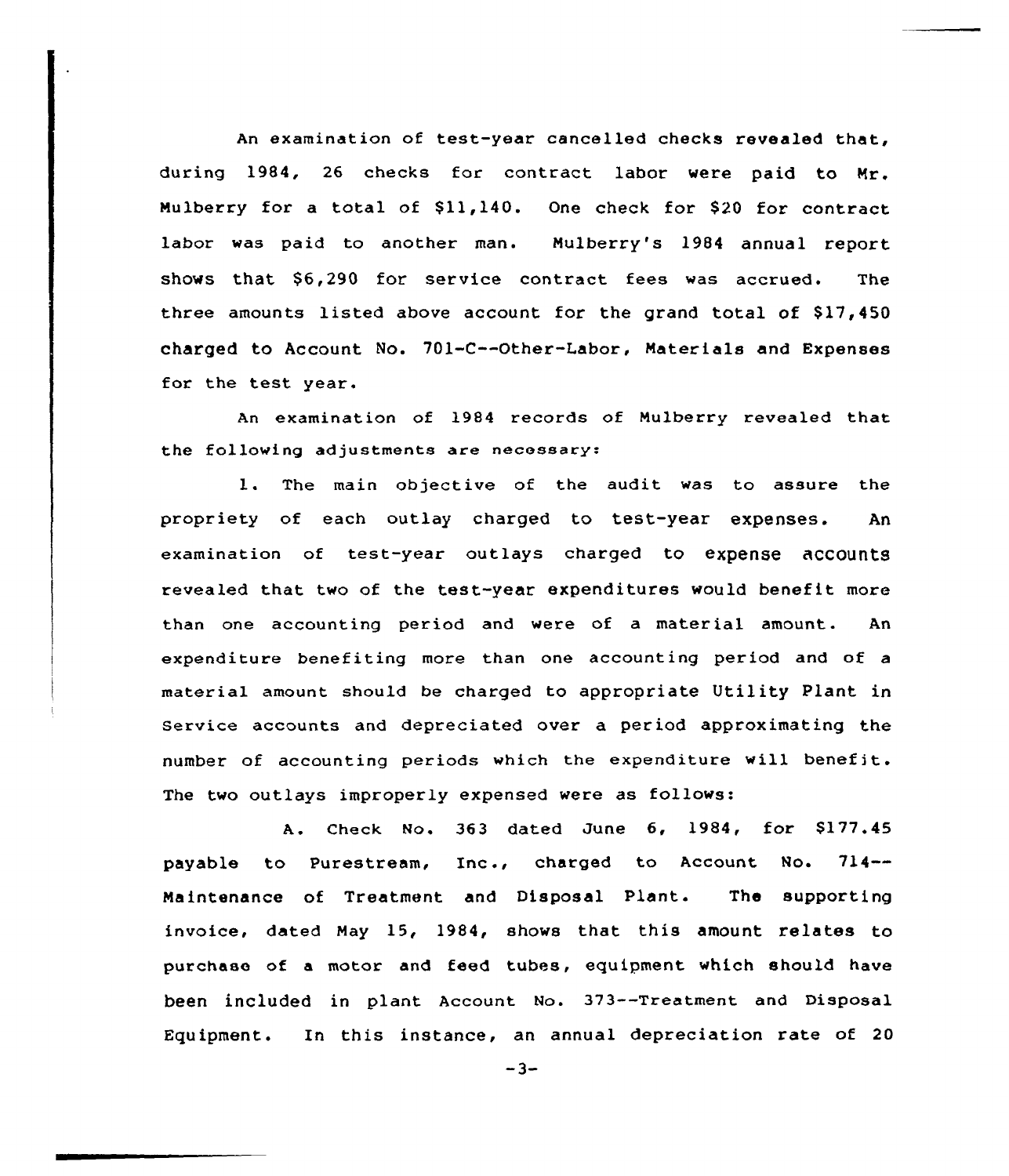An examination of test-year cancelled checks revealed that, during 1984, 26 checks for contract labor were paid to Mr. Mulberry for a total of $11,140. One check for $20 for contract labor was paid to another man. Mulberry's 1984 annual report shows that $6,290 for service contract fees was accrued. The three amounts listed above account for the grand total of $17,450 charged to Account No. 701-C--Other-Labor, Materials and Expenses for the test year.

An examination of 1984 records of Mulberry revealed that the following adjustments are necessary:

1. The main objective of the audit was to assure the propriety of each outlay charged to test-year expenses. An examination of test-year outlays charged to expense accounts revealed that two of the test-year expenditures would benefit more than one accounting period and were of a material amount. An expenditure benefiting more than one accounting period and of a material amount should be charged to appropriate Utility Plant in Service accounts and depreciated over a period approximating the number of accounting periods which the expenditure will benefit. The two outlays improperly expensed were as follows:

A. Check No. 363 dated June 6, 1984, for $177.45 payable to Purestream, Inc., charged to Account No. 714--Maintenance of Treatment and Disposal Plant. The supporting invoice, dated May 15, 1984, shows that this amount relates to purchase of a motor and feed tubes, equipment which should have been included in plant Account No. 373--Treatment and Disposal Equipment. In this instance, an annual depreciation rate of 20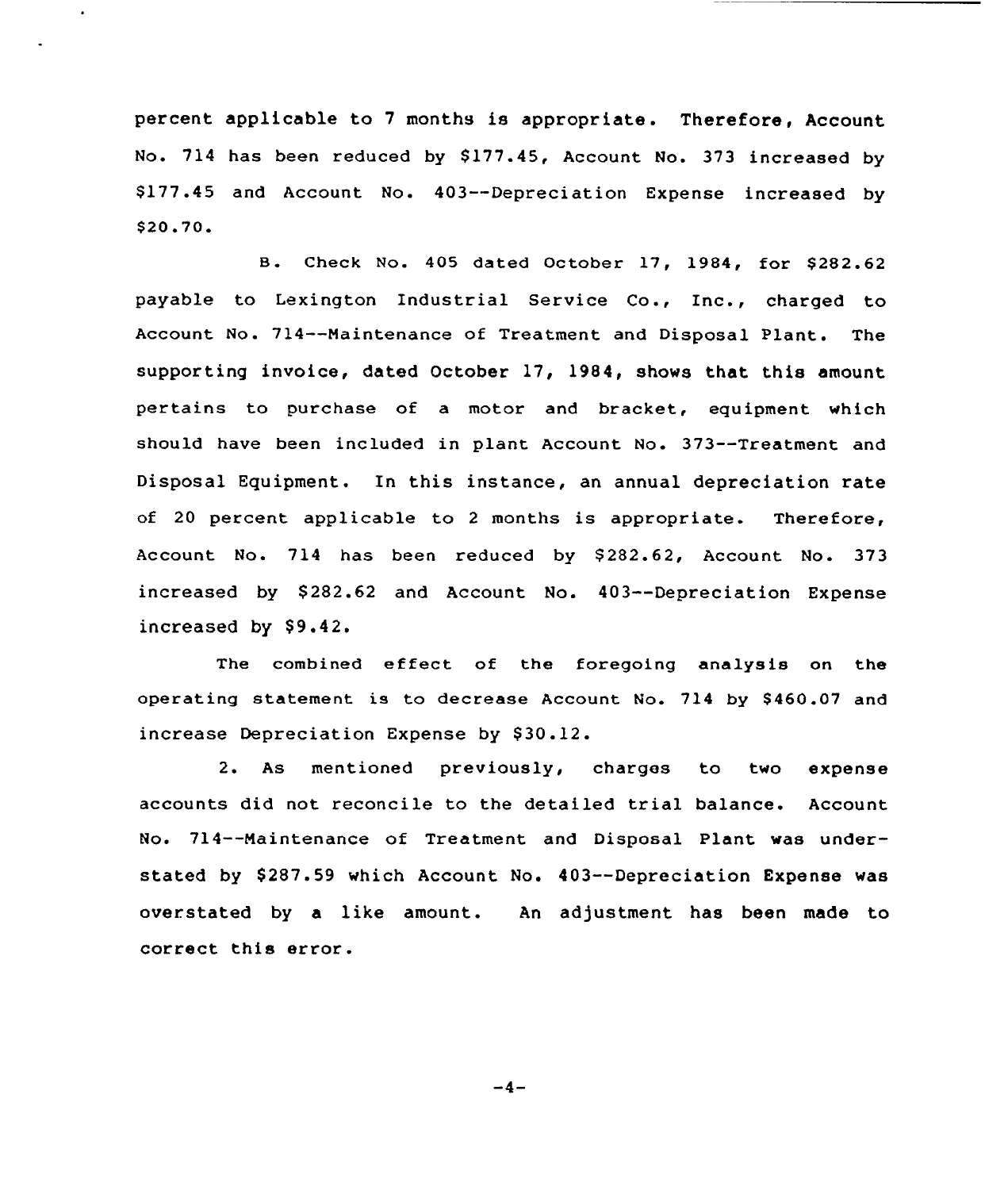percent applicable to 7 months is appropriate. Therefore, Account No. 714 has been reduced by $177.45, Account No. 373 increased by $177.45 and Account No. 403--Depreciation Expense increased by $20.70.

B. Check No. 405 dated October 17, 1984, for $282.62 payable to Lexington Industrial Service Co., Inc., charged to Account No. 714--Maintenance of Treatment and Disposal Plant. The supporting invoice, dated October 17, 1984, shows that this amount pertains to purchase of a motor and bracket, equipment which should have been included in plant Account No. 373--Treatment and Disposal Equipment. In this instance, an annual depreciation rate of 20 percent applicable to 2 months is appropriate. Therefore, Account No. 714 has been reduced by $282.62, Account No. 373 increased by $282.62 and Account No. 403--Depreciation Expense increased by $9.42.

The combined effect of the foregoing analysis on the operating statement is to decrease Account No. 714 by $460.07 and increase Depreciation Expense by $30.12.

2. As mentioned previously, charges to two expense accounts did not reconcile to the detailed trial balance. Account No. 714--Maintenance of Treatment and Disposal Plant was understated by $287.59 which Account No. 403--Depreciation Expense was overstated by a like amount. An adjustment has been made to correct this error.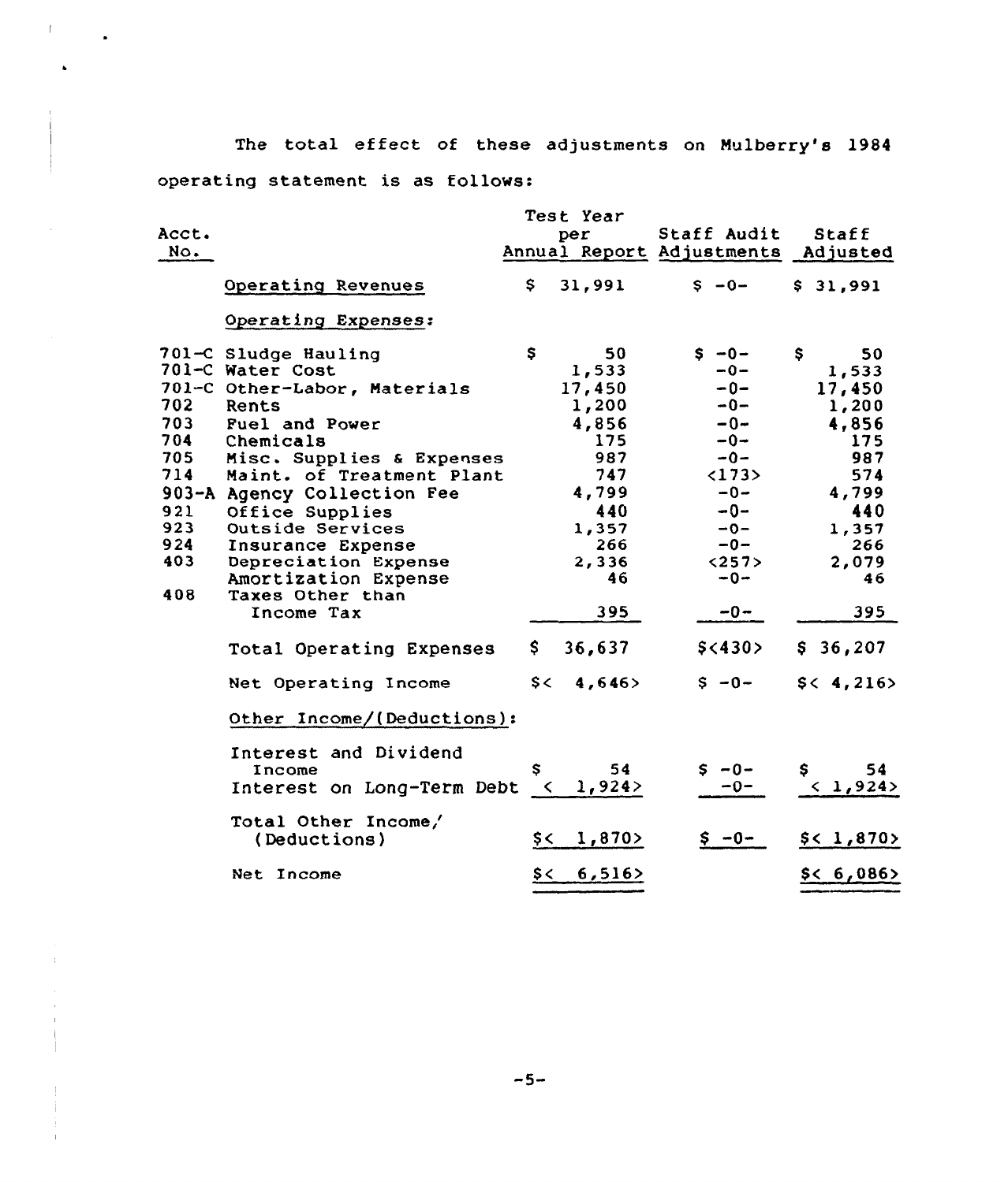The total effect of these adjustments on Mulberry's 1984 operating statement is as follows:

| Acct. No. | | Test Year per Annual Report | Staff Audit Adjustments | Staff Adjusted |
|---|---|---|---|---|
| | Operating Revenues | $ 31,991 | $ -0- | $ 31,991 |
| | Operating Expenses: | | | |
| 701-C | Sludge Hauling | $ 50 | $ -0- | $ 50 |
| 701-C | Water Cost | 1,533 | -0- | 1,533 |
| 701-C | Other-Labor, Materials | 17,450 | -0- | 17,450 |
| 702 | Rents | 1,200 | -0- | 1,200 |
| 703 | Fuel and Power | 4,856 | -0- | 4,856 |
| 704 | Chemicals | 175 | -0- | 175 |
| 705 | Misc. Supplies & Expenses | 987 | -0- | 987 |
| 714 | Maint. of Treatment Plant | 747 | <173> | 574 |
| 903-A | Agency Collection Fee | 4,799 | -0- | 4,799 |
| 921 | Office Supplies | 440 | -0- | 440 |
| 923 | Outside Services | 1,357 | -0- | 1,357 |
| 924 | Insurance Expense | 266 | -0- | 266 |
| 403 | Depreciation Expense | 2,336 | <257> | 2,079 |
| | Amortization Expense | 46 | -0- | 46 |
| 408 | Taxes Other than Income Tax | 395 | -0- | 395 |
| | Total Operating Expenses | $ 36,637 | $<430> | $ 36,207 |
| | Net Operating Income | $< 4,646> | $ -0- | $< 4,216> |
| | Other Income/(Deductions): | | | |
| | Interest and Dividend Income | $ 54 | $ -0- | $ 54 |
| | Interest on Long-Term Debt | < 1,924> | -0- | < 1,924> |
| | Total Other Income/ (Deductions) | $< 1,870> | $ -0- | $< 1,870> |
| | Net Income | $< 6,516> | | $< 6,086> |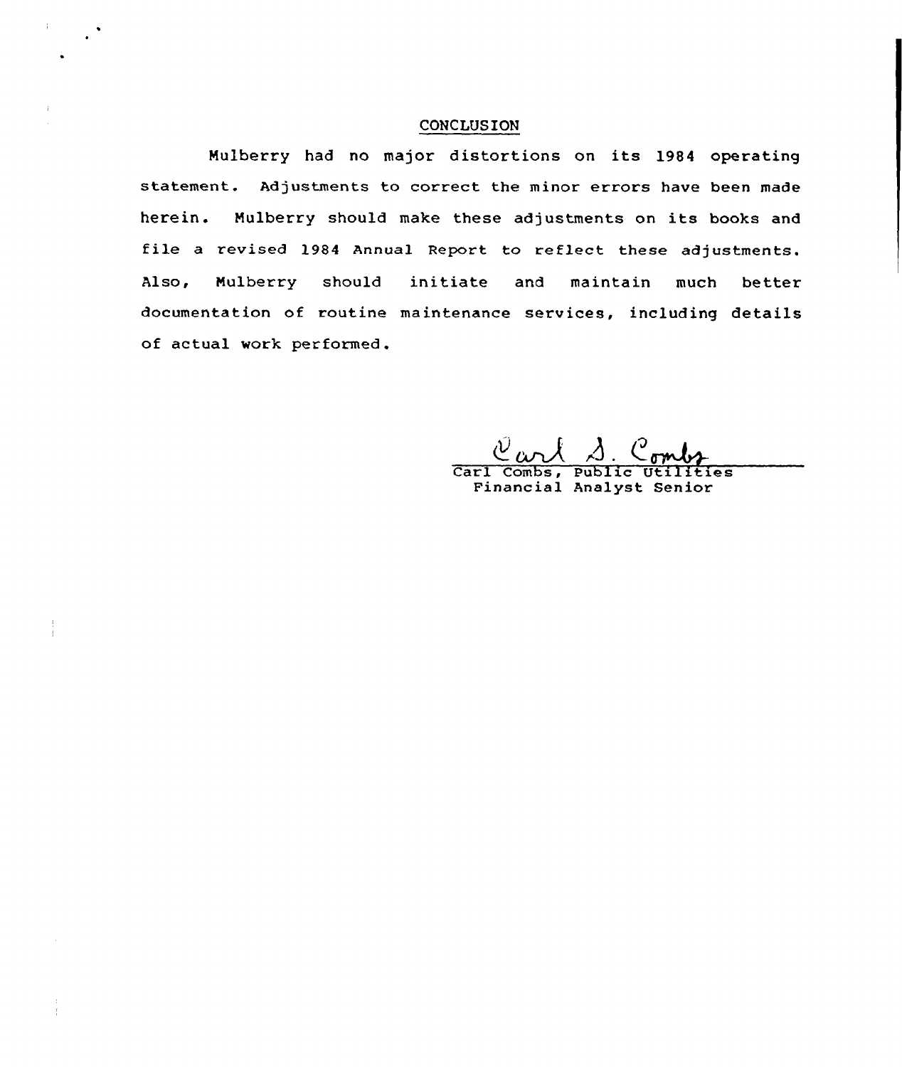## CONCLUSION

Mulberry had no major distortions on its 1984 operating statement. Adjustments to correct the minor errors have been made herein. Mulberry should make these adjustments on its books and file a revised 1984 Annual Report to reflect these adjustments. Also, Mulberry should initiate and maintain much better documentation of routine maintenance services, including details of actual work performed.

Carl S. Combs

Carl Combs, Public Utilities
Financial Analyst Senior